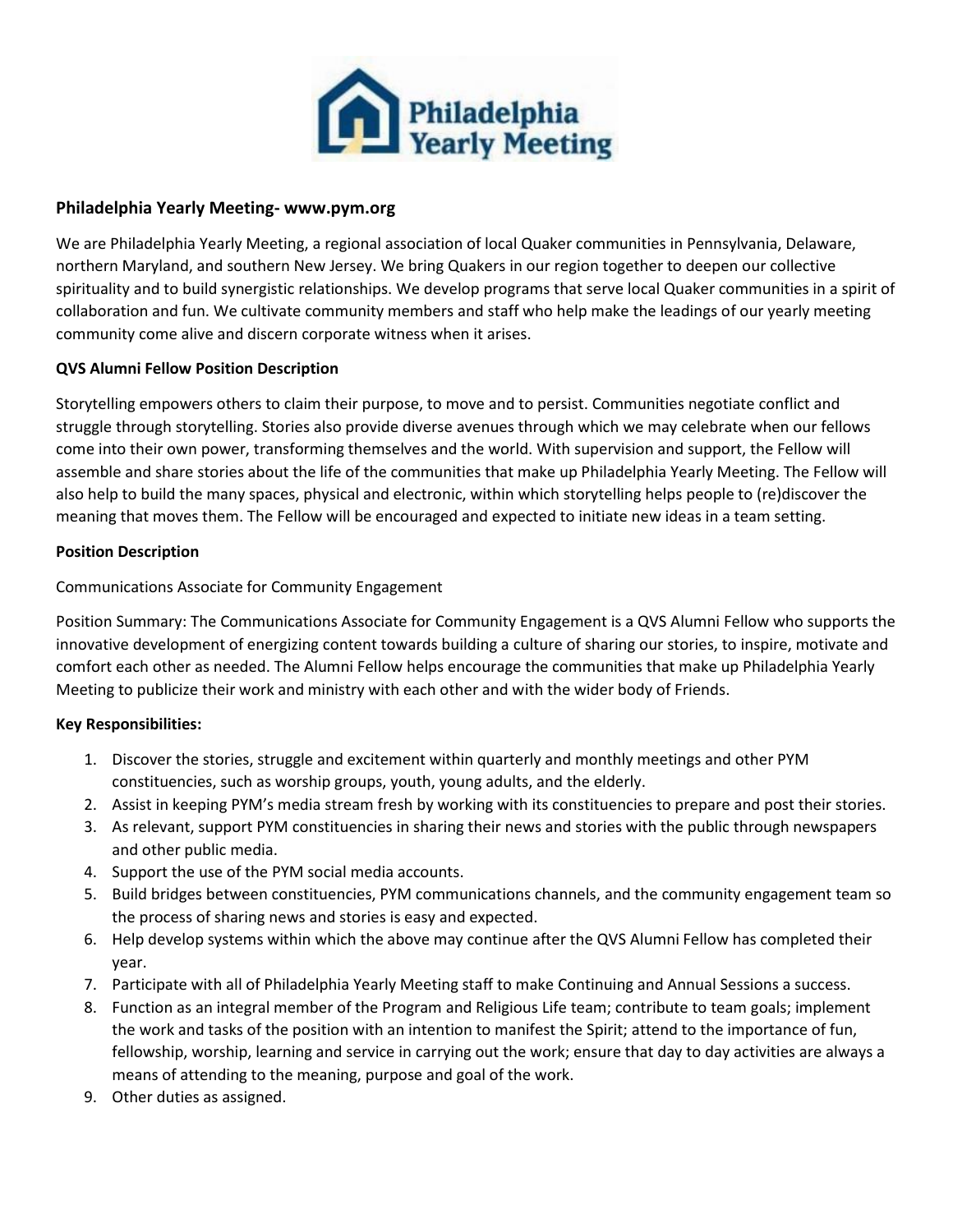**Philadelphia Yearly Meeting- www.pym.org**

We are Philadelphia Yearly Meeting, a regional association of local Quaker communities in Pennsylvania, Delaware, northern Maryland, and southern New Jersey. We bring Quakers in our region together to deepen our collective spirituality and to build synergistic relationships. We develop programs that serve local Quaker communities in a spirit of collaboration and fun. We cultivate community members and staff who help make the leadings of our yearly meeting community come alive and discern corporate witness when it arises.

**QVS Alumni Fellow Position Description**

Storytelling empowers others to claim their purpose, to move and to persist. Communities negotiate conflict and struggle through storytelling. Stories also provide diverse avenues through which we may celebrate when our fellows come into their own power, transforming themselves and the world. With supervision and support, the Fellow will assemble and share stories about the life of the communities that make up Philadelphia Yearly Meeting. The Fellow will also help to build the many spaces, physical and electronic, within which storytelling helps people to (re)discover the meaning that moves them. The Fellow will be encouraged and expected to initiate new ideas in a team setting.

**Position Description**

Communications Associate for Community Engagement

Position Summary: The Communications Associate for Community Engagement is a QVS Alumni Fellow who supports the innovative development of energizing content towards building a culture of sharing our stories, to inspire, motivate and comfort each other as needed. The Alumni Fellow helps encourage the communities that make up Philadelphia Yearly Meeting to publicize their work and ministry with each other and with the wider body of Friends.

**Key Responsibilities:**

1. Discover the stories, struggle and excitement within quarterly and monthly meetings and other PYM constituencies, such as worship groups, youth, young adults, and the elderly.
2. Assist in keeping PYM's media stream fresh by working with its constituencies to prepare and post their stories.
3. As relevant, support PYM constituencies in sharing their news and stories with the public through newspapers and other public media.
4. Support the use of the PYM social media accounts.
5. Build bridges between constituencies, PYM communications channels, and the community engagement team so the process of sharing news and stories is easy and expected.
6. Help develop systems within which the above may continue after the QVS Alumni Fellow has completed their year.
7. Participate with all of Philadelphia Yearly Meeting staff to make Continuing and Annual Sessions a success.
8. Function as an integral member of the Program and Religious Life team; contribute to team goals; implement the work and tasks of the position with an intention to manifest the Spirit; attend to the importance of fun, fellowship, worship, learning and service in carrying out the work; ensure that day to day activities are always a means of attending to the meaning, purpose and goal of the work.
9. Other duties as assigned.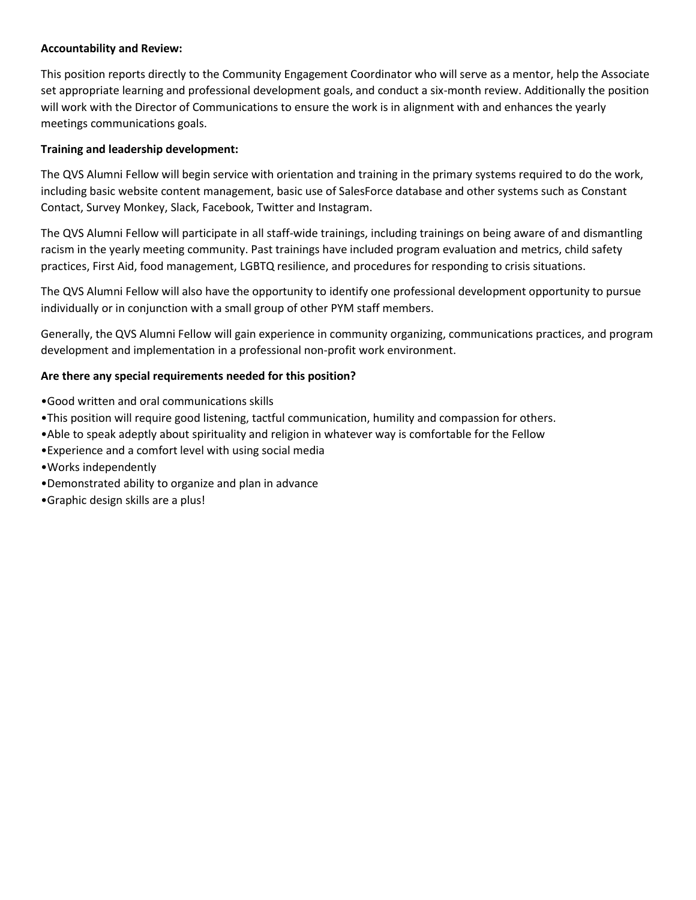**Accountability and Review:**

This position reports directly to the Community Engagement Coordinator who will serve as a mentor, help the Associate set appropriate learning and professional development goals, and conduct a six-month review. Additionally the position will work with the Director of Communications to ensure the work is in alignment with and enhances the yearly meetings communications goals.

**Training and leadership development:**

The QVS Alumni Fellow will begin service with orientation and training in the primary systems required to do the work, including basic website content management, basic use of SalesForce database and other systems such as Constant Contact, Survey Monkey, Slack, Facebook, Twitter and Instagram.

The QVS Alumni Fellow will participate in all staff-wide trainings, including trainings on being aware of and dismantling racism in the yearly meeting community. Past trainings have included program evaluation and metrics, child safety practices, First Aid, food management, LGBTQ resilience, and procedures for responding to crisis situations.

The QVS Alumni Fellow will also have the opportunity to identify one professional development opportunity to pursue individually or in conjunction with a small group of other PYM staff members.

Generally, the QVS Alumni Fellow will gain experience in community organizing, communications practices, and program development and implementation in a professional non-profit work environment.

**Are there any special requirements needed for this position?**

- Good written and oral communications skills
- This position will require good listening, tactful communication, humility and compassion for others.
- Able to speak adeptly about spirituality and religion in whatever way is comfortable for the Fellow
- Experience and a comfort level with using social media
- Works independently
- Demonstrated ability to organize and plan in advance
- Graphic design skills are a plus!